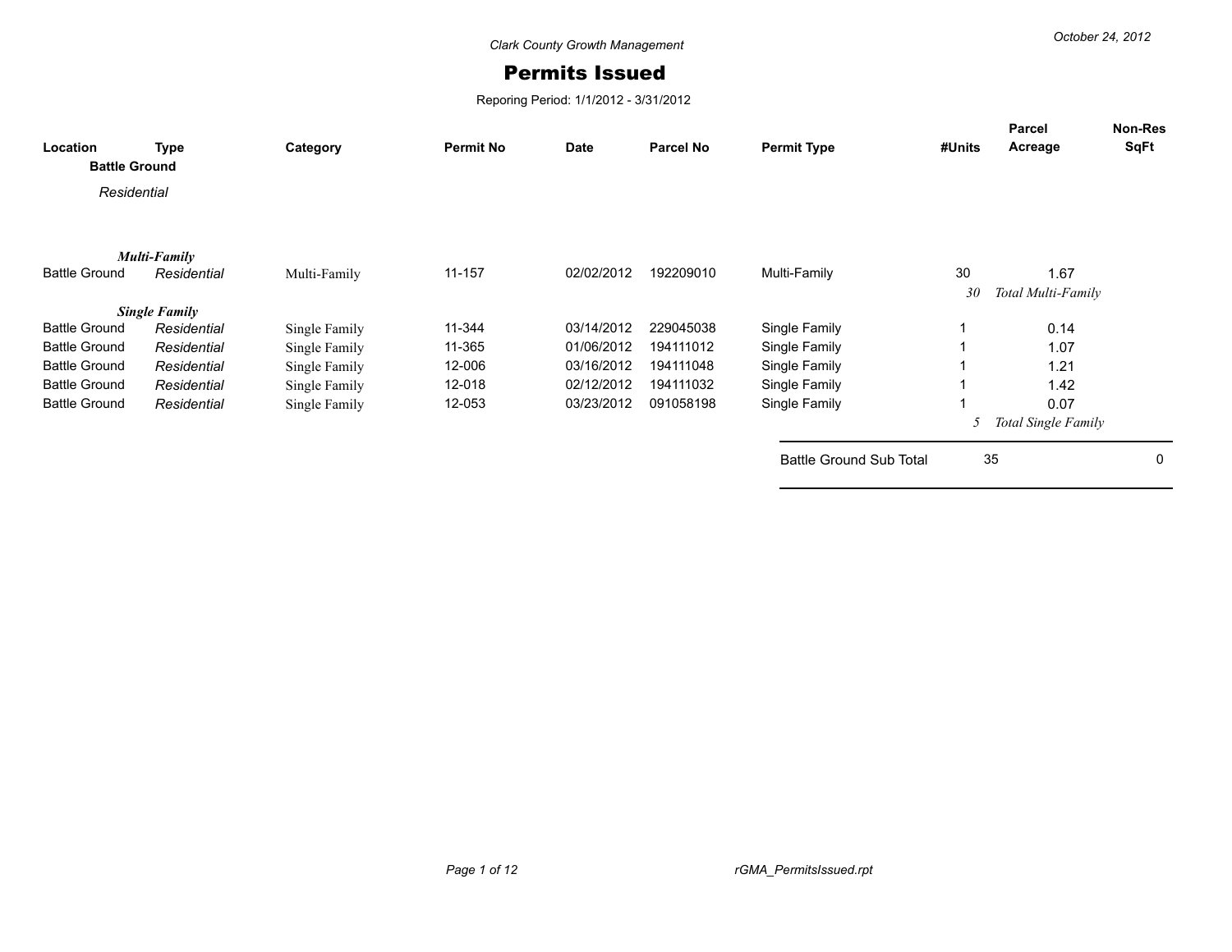*Clark County Growth Management*

October 24, 2012

# Permits Issued

Reporing Period: 1/1/2012 - 3/31/2012

| Location | Type | Category | Permit No | Date | Parcel No | Permit Type | #Units | Parcel Acreage | Non-Res SqFt |
|---|---|---|---|---|---|---|---|---|---|
| **Battle Ground** | | | | | | | | | |
| *Residential* | | | | | | | | | |
| ***Multi-Family*** | | | | | | | | | |
| Battle Ground | *Residential* | Multi-Family | 11-157 | 02/02/2012 | 192209010 | Multi-Family | 30 | 1.67 | |
| | | | | | | | *30* | *Total Multi-Family* | |
| ***Single Family*** | | | | | | | | | |
| Battle Ground | *Residential* | Single Family | 11-344 | 03/14/2012 | 229045038 | Single Family | 1 | 0.14 | |
| Battle Ground | *Residential* | Single Family | 11-365 | 01/06/2012 | 194111012 | Single Family | 1 | 1.07 | |
| Battle Ground | *Residential* | Single Family | 12-006 | 03/16/2012 | 194111048 | Single Family | 1 | 1.21 | |
| Battle Ground | *Residential* | Single Family | 12-018 | 02/12/2012 | 194111032 | Single Family | 1 | 1.42 | |
| Battle Ground | *Residential* | Single Family | 12-053 | 03/23/2012 | 091058198 | Single Family | 1 | 0.07 | |
| | | | | | | | *5* | *Total Single Family* | |
| | | | | | | Battle Ground Sub Total | 35 | | 0 |

rGMA_PermitsIssued.rpt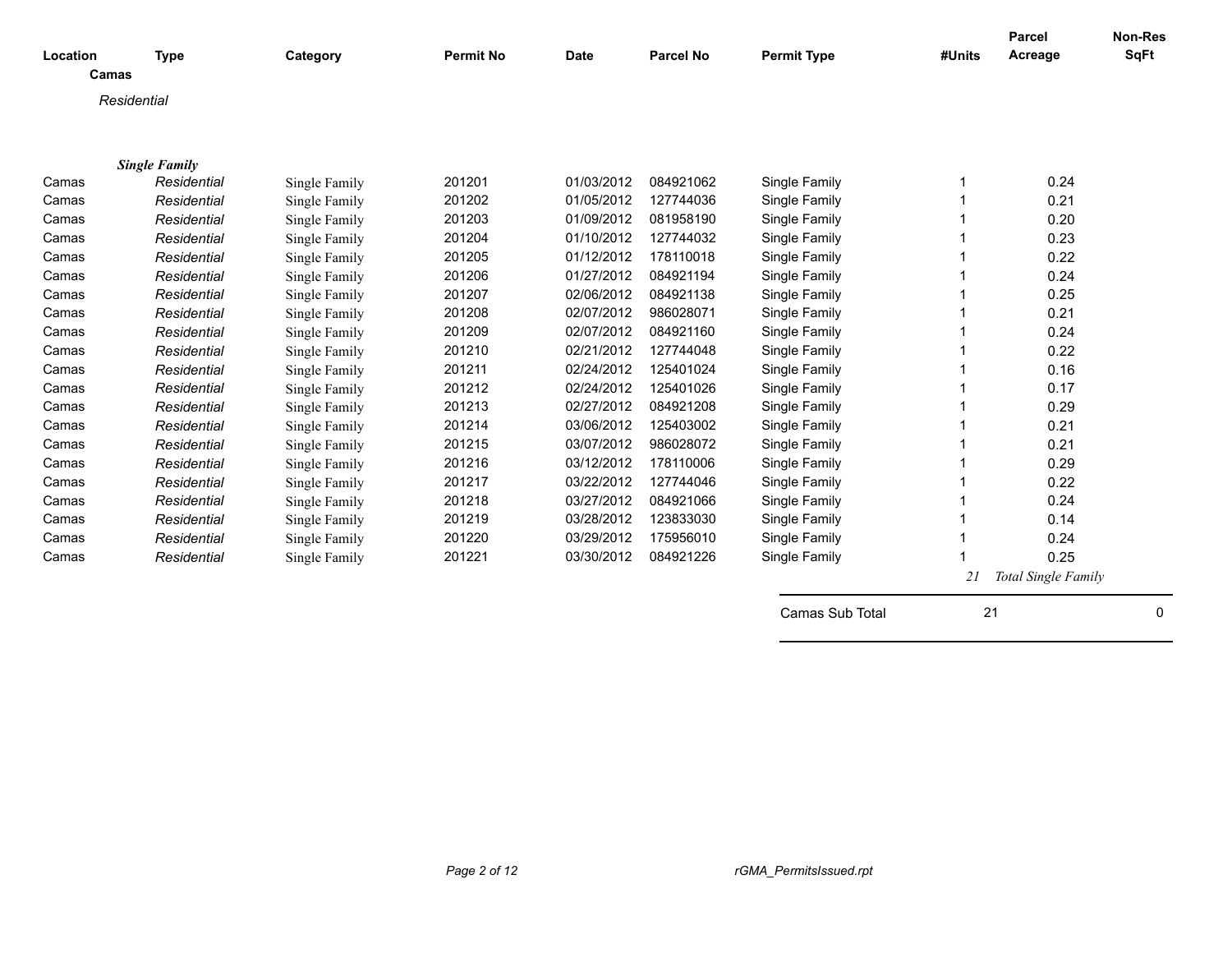| Location | Type | Category | Permit No | Date | Parcel No | Permit Type | #Units | Parcel Acreage | Non-Res SqFt |
|---|---|---|---|---|---|---|---|---|---|
| **Camas** | | | | | | | | | |
| *Residential* | | | | | | | | | |
| ***Single Family*** | | | | | | | | | |
| Camas | *Residential* | Single Family | 201201 | 01/03/2012 | 084921062 | Single Family | 1 | 0.24 | |
| Camas | *Residential* | Single Family | 201202 | 01/05/2012 | 127744036 | Single Family | 1 | 0.21 | |
| Camas | *Residential* | Single Family | 201203 | 01/09/2012 | 081958190 | Single Family | 1 | 0.20 | |
| Camas | *Residential* | Single Family | 201204 | 01/10/2012 | 127744032 | Single Family | 1 | 0.23 | |
| Camas | *Residential* | Single Family | 201205 | 01/12/2012 | 178110018 | Single Family | 1 | 0.22 | |
| Camas | *Residential* | Single Family | 201206 | 01/27/2012 | 084921194 | Single Family | 1 | 0.24 | |
| Camas | *Residential* | Single Family | 201207 | 02/06/2012 | 084921138 | Single Family | 1 | 0.25 | |
| Camas | *Residential* | Single Family | 201208 | 02/07/2012 | 986028071 | Single Family | 1 | 0.21 | |
| Camas | *Residential* | Single Family | 201209 | 02/07/2012 | 084921160 | Single Family | 1 | 0.24 | |
| Camas | *Residential* | Single Family | 201210 | 02/21/2012 | 127744048 | Single Family | 1 | 0.22 | |
| Camas | *Residential* | Single Family | 201211 | 02/24/2012 | 125401024 | Single Family | 1 | 0.16 | |
| Camas | *Residential* | Single Family | 201212 | 02/24/2012 | 125401026 | Single Family | 1 | 0.17 | |
| Camas | *Residential* | Single Family | 201213 | 02/27/2012 | 084921208 | Single Family | 1 | 0.29 | |
| Camas | *Residential* | Single Family | 201214 | 03/06/2012 | 125403002 | Single Family | 1 | 0.21 | |
| Camas | *Residential* | Single Family | 201215 | 03/07/2012 | 986028072 | Single Family | 1 | 0.21 | |
| Camas | *Residential* | Single Family | 201216 | 03/12/2012 | 178110006 | Single Family | 1 | 0.29 | |
| Camas | *Residential* | Single Family | 201217 | 03/22/2012 | 127744046 | Single Family | 1 | 0.22 | |
| Camas | *Residential* | Single Family | 201218 | 03/27/2012 | 084921066 | Single Family | 1 | 0.24 | |
| Camas | *Residential* | Single Family | 201219 | 03/28/2012 | 123833030 | Single Family | 1 | 0.14 | |
| Camas | *Residential* | Single Family | 201220 | 03/29/2012 | 175956010 | Single Family | 1 | 0.24 | |
| Camas | *Residential* | Single Family | 201221 | 03/30/2012 | 084921226 | Single Family | 1 | 0.25 | |
| | | | | | | | *21* | *Total Single Family* | |
| | | | | | | Camas Sub Total | 21 | | 0 |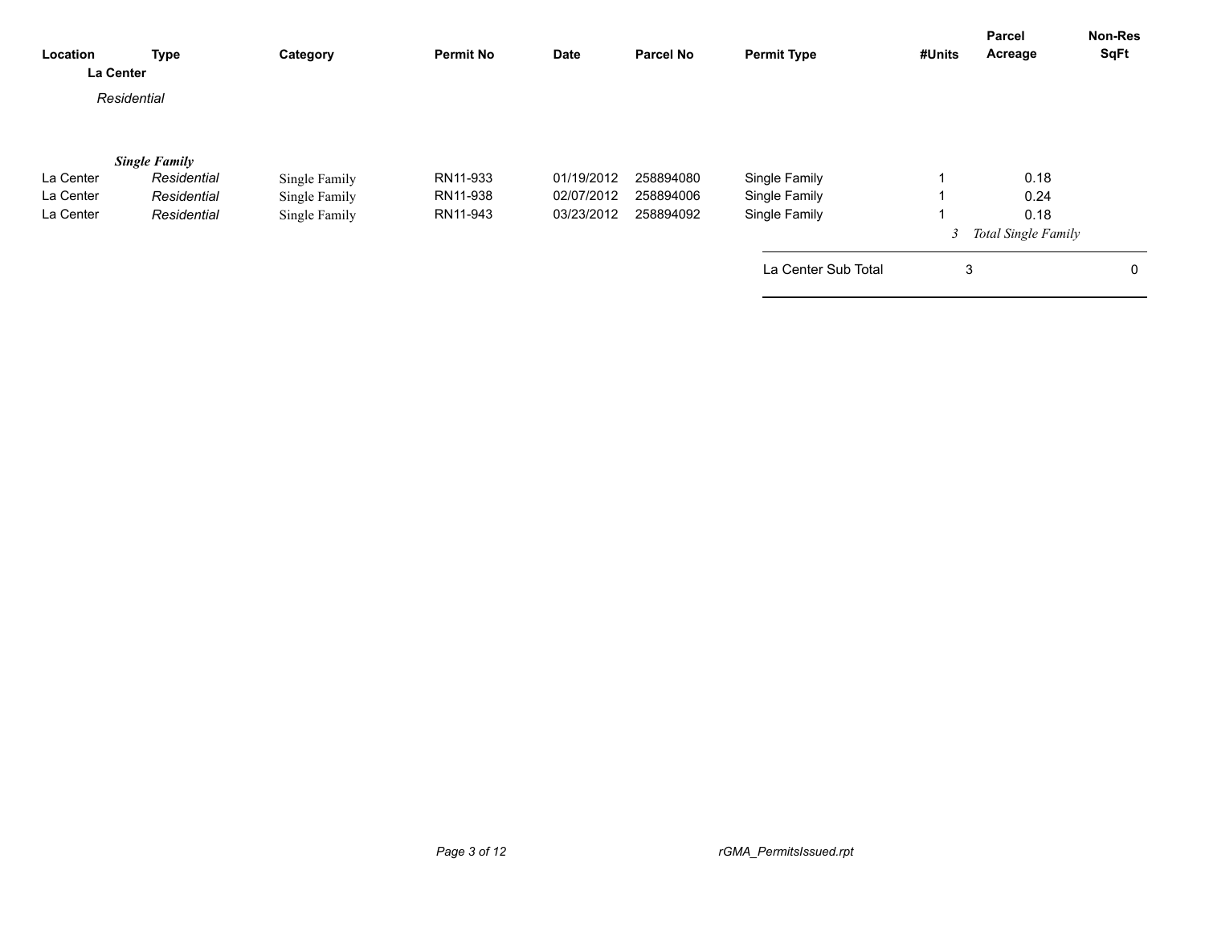| Location | Type | Category | Permit No | Date | Parcel No | Permit Type | #Units | Parcel Acreage | Non-Res SqFt |
|---|---|---|---|---|---|---|---|---|---|
| **La Center** | | | | | | | | | |
| *Residential* | | | | | | | | | |
| ***Single Family*** | | | | | | | | | |
| La Center | *Residential* | Single Family | RN11-933 | 01/19/2012 | 258894080 | Single Family | 1 | 0.18 | |
| La Center | *Residential* | Single Family | RN11-938 | 02/07/2012 | 258894006 | Single Family | 1 | 0.24 | |
| La Center | *Residential* | Single Family | RN11-943 | 03/23/2012 | 258894092 | Single Family | 1 | 0.18 | |
| | | | | | | | *3* | *Total Single Family* | |
| | | | | | | La Center Sub Total | 3 | | 0 |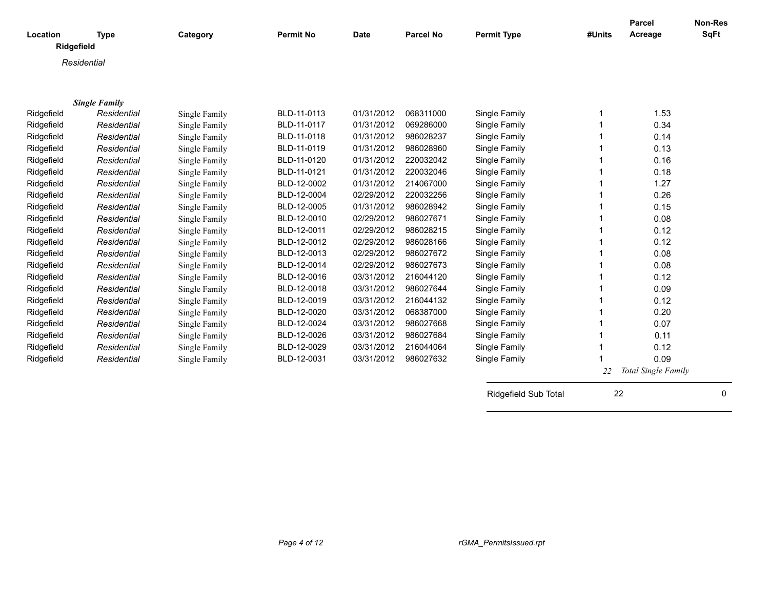| Location | Type | Category | Permit No | Date | Parcel No | Permit Type | #Units | Parcel Acreage | Non-Res SqFt |
|---|---|---|---|---|---|---|---|---|---|
| **Ridgefield** | | | | | | | | | |
| *Residential* | | | | | | | | | |
| ***Single Family*** | | | | | | | | | |
| Ridgefield | *Residential* | Single Family | BLD-11-0113 | 01/31/2012 | 068311000 | Single Family | 1 | 1.53 | |
| Ridgefield | *Residential* | Single Family | BLD-11-0117 | 01/31/2012 | 069286000 | Single Family | 1 | 0.34 | |
| Ridgefield | *Residential* | Single Family | BLD-11-0118 | 01/31/2012 | 986028237 | Single Family | 1 | 0.14 | |
| Ridgefield | *Residential* | Single Family | BLD-11-0119 | 01/31/2012 | 986028960 | Single Family | 1 | 0.13 | |
| Ridgefield | *Residential* | Single Family | BLD-11-0120 | 01/31/2012 | 220032042 | Single Family | 1 | 0.16 | |
| Ridgefield | *Residential* | Single Family | BLD-11-0121 | 01/31/2012 | 220032046 | Single Family | 1 | 0.18 | |
| Ridgefield | *Residential* | Single Family | BLD-12-0002 | 01/31/2012 | 214067000 | Single Family | 1 | 1.27 | |
| Ridgefield | *Residential* | Single Family | BLD-12-0004 | 02/29/2012 | 220032256 | Single Family | 1 | 0.26 | |
| Ridgefield | *Residential* | Single Family | BLD-12-0005 | 01/31/2012 | 986028942 | Single Family | 1 | 0.15 | |
| Ridgefield | *Residential* | Single Family | BLD-12-0010 | 02/29/2012 | 986027671 | Single Family | 1 | 0.08 | |
| Ridgefield | *Residential* | Single Family | BLD-12-0011 | 02/29/2012 | 986028215 | Single Family | 1 | 0.12 | |
| Ridgefield | *Residential* | Single Family | BLD-12-0012 | 02/29/2012 | 986028166 | Single Family | 1 | 0.12 | |
| Ridgefield | *Residential* | Single Family | BLD-12-0013 | 02/29/2012 | 986027672 | Single Family | 1 | 0.08 | |
| Ridgefield | *Residential* | Single Family | BLD-12-0014 | 02/29/2012 | 986027673 | Single Family | 1 | 0.08 | |
| Ridgefield | *Residential* | Single Family | BLD-12-0016 | 03/31/2012 | 216044120 | Single Family | 1 | 0.12 | |
| Ridgefield | *Residential* | Single Family | BLD-12-0018 | 03/31/2012 | 986027644 | Single Family | 1 | 0.09 | |
| Ridgefield | *Residential* | Single Family | BLD-12-0019 | 03/31/2012 | 216044132 | Single Family | 1 | 0.12 | |
| Ridgefield | *Residential* | Single Family | BLD-12-0020 | 03/31/2012 | 068387000 | Single Family | 1 | 0.20 | |
| Ridgefield | *Residential* | Single Family | BLD-12-0024 | 03/31/2012 | 986027668 | Single Family | 1 | 0.07 | |
| Ridgefield | *Residential* | Single Family | BLD-12-0026 | 03/31/2012 | 986027684 | Single Family | 1 | 0.11 | |
| Ridgefield | *Residential* | Single Family | BLD-12-0029 | 03/31/2012 | 216044064 | Single Family | 1 | 0.12 | |
| Ridgefield | *Residential* | Single Family | BLD-12-0031 | 03/31/2012 | 986027632 | Single Family | 1 | 0.09 | |
| | | | | | | | *22* | *Total Single Family* | |
| | | | | | | Ridgefield Sub Total | 22 | | 0 |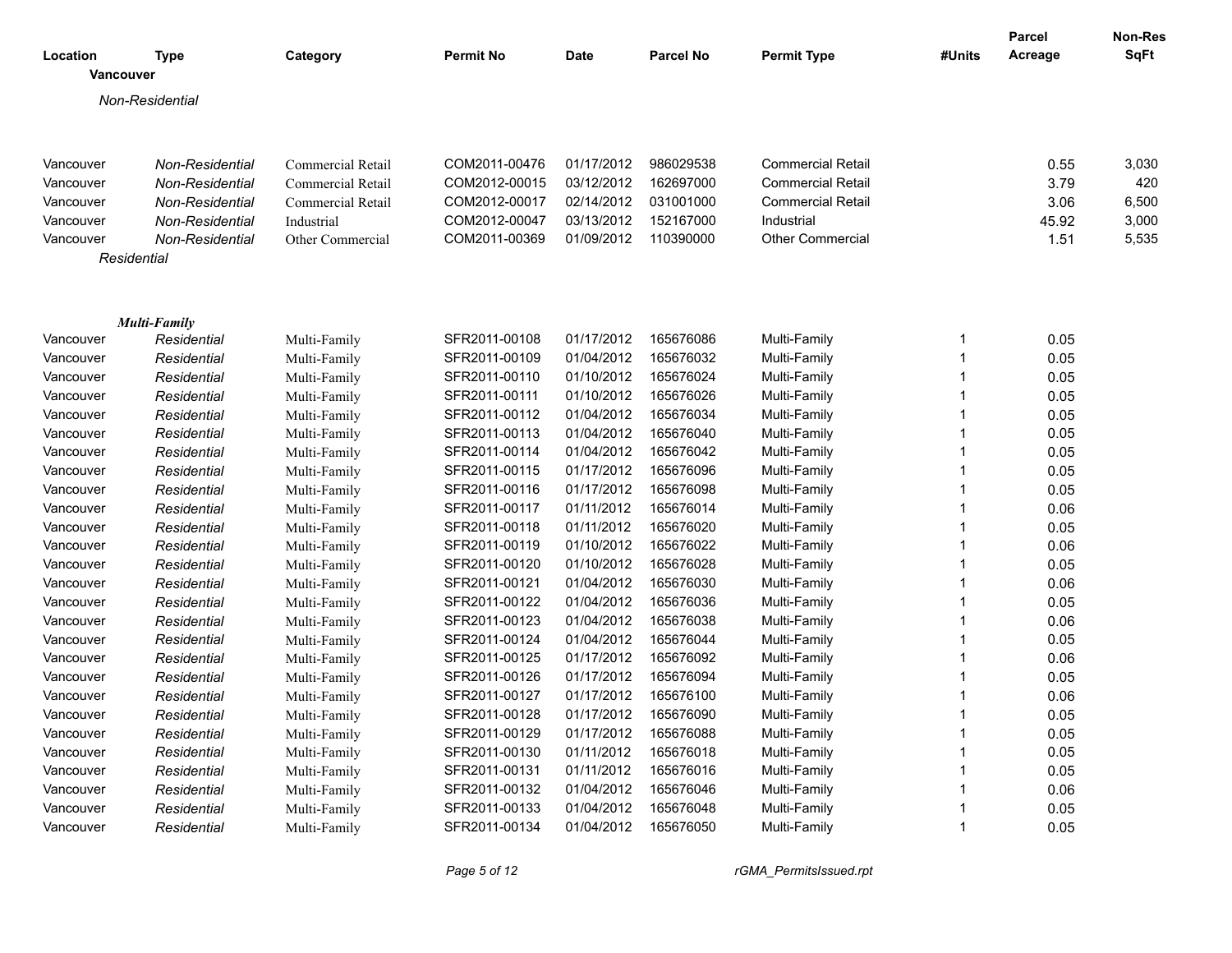| Location | Type | Category | Permit No | Date | Parcel No | Permit Type | #Units | Parcel Acreage | Non-Res SqFt |
|---|---|---|---|---|---|---|---|---|---|
| **Vancouver** | | | | | | | | | |
| *Non-Residential* | | | | | | | | | |
| Vancouver | *Non-Residential* | Commercial Retail | COM2011-00476 | 01/17/2012 | 986029538 | Commercial Retail | | 0.55 | 3,030 |
| Vancouver | *Non-Residential* | Commercial Retail | COM2012-00015 | 03/12/2012 | 162697000 | Commercial Retail | | 3.79 | 420 |
| Vancouver | *Non-Residential* | Commercial Retail | COM2012-00017 | 02/14/2012 | 031001000 | Commercial Retail | | 3.06 | 6,500 |
| Vancouver | *Non-Residential* | Industrial | COM2012-00047 | 03/13/2012 | 152167000 | Industrial | | 45.92 | 3,000 |
| Vancouver | *Non-Residential* | Other Commercial | COM2011-00369 | 01/09/2012 | 110390000 | Other Commercial | | 1.51 | 5,535 |
| *Residential* | | | | | | | | | |
| ***Multi-Family*** | | | | | | | | | |
| Vancouver | *Residential* | Multi-Family | SFR2011-00108 | 01/17/2012 | 165676086 | Multi-Family | 1 | 0.05 | |
| Vancouver | *Residential* | Multi-Family | SFR2011-00109 | 01/04/2012 | 165676032 | Multi-Family | 1 | 0.05 | |
| Vancouver | *Residential* | Multi-Family | SFR2011-00110 | 01/10/2012 | 165676024 | Multi-Family | 1 | 0.05 | |
| Vancouver | *Residential* | Multi-Family | SFR2011-00111 | 01/10/2012 | 165676026 | Multi-Family | 1 | 0.05 | |
| Vancouver | *Residential* | Multi-Family | SFR2011-00112 | 01/04/2012 | 165676034 | Multi-Family | 1 | 0.05 | |
| Vancouver | *Residential* | Multi-Family | SFR2011-00113 | 01/04/2012 | 165676040 | Multi-Family | 1 | 0.05 | |
| Vancouver | *Residential* | Multi-Family | SFR2011-00114 | 01/04/2012 | 165676042 | Multi-Family | 1 | 0.05 | |
| Vancouver | *Residential* | Multi-Family | SFR2011-00115 | 01/17/2012 | 165676096 | Multi-Family | 1 | 0.05 | |
| Vancouver | *Residential* | Multi-Family | SFR2011-00116 | 01/17/2012 | 165676098 | Multi-Family | 1 | 0.05 | |
| Vancouver | *Residential* | Multi-Family | SFR2011-00117 | 01/11/2012 | 165676014 | Multi-Family | 1 | 0.06 | |
| Vancouver | *Residential* | Multi-Family | SFR2011-00118 | 01/11/2012 | 165676020 | Multi-Family | 1 | 0.05 | |
| Vancouver | *Residential* | Multi-Family | SFR2011-00119 | 01/10/2012 | 165676022 | Multi-Family | 1 | 0.06 | |
| Vancouver | *Residential* | Multi-Family | SFR2011-00120 | 01/10/2012 | 165676028 | Multi-Family | 1 | 0.05 | |
| Vancouver | *Residential* | Multi-Family | SFR2011-00121 | 01/04/2012 | 165676030 | Multi-Family | 1 | 0.06 | |
| Vancouver | *Residential* | Multi-Family | SFR2011-00122 | 01/04/2012 | 165676036 | Multi-Family | 1 | 0.05 | |
| Vancouver | *Residential* | Multi-Family | SFR2011-00123 | 01/04/2012 | 165676038 | Multi-Family | 1 | 0.06 | |
| Vancouver | *Residential* | Multi-Family | SFR2011-00124 | 01/04/2012 | 165676044 | Multi-Family | 1 | 0.05 | |
| Vancouver | *Residential* | Multi-Family | SFR2011-00125 | 01/17/2012 | 165676092 | Multi-Family | 1 | 0.06 | |
| Vancouver | *Residential* | Multi-Family | SFR2011-00126 | 01/17/2012 | 165676094 | Multi-Family | 1 | 0.05 | |
| Vancouver | *Residential* | Multi-Family | SFR2011-00127 | 01/17/2012 | 165676100 | Multi-Family | 1 | 0.06 | |
| Vancouver | *Residential* | Multi-Family | SFR2011-00128 | 01/17/2012 | 165676090 | Multi-Family | 1 | 0.05 | |
| Vancouver | *Residential* | Multi-Family | SFR2011-00129 | 01/17/2012 | 165676088 | Multi-Family | 1 | 0.05 | |
| Vancouver | *Residential* | Multi-Family | SFR2011-00130 | 01/11/2012 | 165676018 | Multi-Family | 1 | 0.05 | |
| Vancouver | *Residential* | Multi-Family | SFR2011-00131 | 01/11/2012 | 165676016 | Multi-Family | 1 | 0.05 | |
| Vancouver | *Residential* | Multi-Family | SFR2011-00132 | 01/04/2012 | 165676046 | Multi-Family | 1 | 0.06 | |
| Vancouver | *Residential* | Multi-Family | SFR2011-00133 | 01/04/2012 | 165676048 | Multi-Family | 1 | 0.05 | |
| Vancouver | *Residential* | Multi-Family | SFR2011-00134 | 01/04/2012 | 165676050 | Multi-Family | 1 | 0.05 | |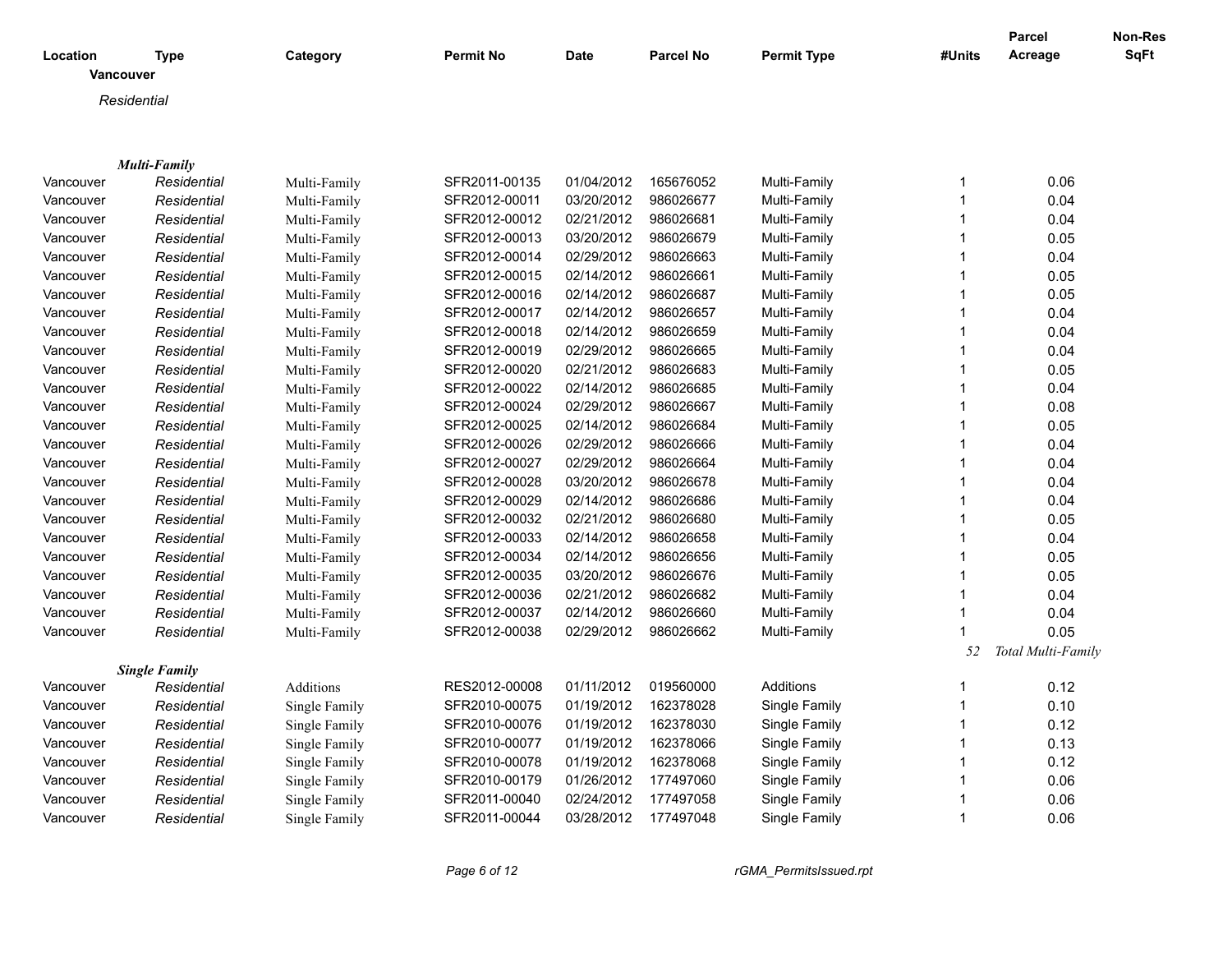| Location | Type | Category | Permit No | Date | Parcel No | Permit Type | #Units | Parcel Acreage | Non-Res SqFt |
|---|---|---|---|---|---|---|---|---|---|
| **Vancouver** | | | | | | | | | |
| | *Residential* | | | | | | | | |
| | ***Multi-Family*** | | | | | | | | |
| Vancouver | *Residential* | Multi-Family | SFR2011-00135 | 01/04/2012 | 165676052 | Multi-Family | 1 | 0.06 | |
| Vancouver | *Residential* | Multi-Family | SFR2012-00011 | 03/20/2012 | 986026677 | Multi-Family | 1 | 0.04 | |
| Vancouver | *Residential* | Multi-Family | SFR2012-00012 | 02/21/2012 | 986026681 | Multi-Family | 1 | 0.04 | |
| Vancouver | *Residential* | Multi-Family | SFR2012-00013 | 03/20/2012 | 986026679 | Multi-Family | 1 | 0.05 | |
| Vancouver | *Residential* | Multi-Family | SFR2012-00014 | 02/29/2012 | 986026663 | Multi-Family | 1 | 0.04 | |
| Vancouver | *Residential* | Multi-Family | SFR2012-00015 | 02/14/2012 | 986026661 | Multi-Family | 1 | 0.05 | |
| Vancouver | *Residential* | Multi-Family | SFR2012-00016 | 02/14/2012 | 986026687 | Multi-Family | 1 | 0.05 | |
| Vancouver | *Residential* | Multi-Family | SFR2012-00017 | 02/14/2012 | 986026657 | Multi-Family | 1 | 0.04 | |
| Vancouver | *Residential* | Multi-Family | SFR2012-00018 | 02/14/2012 | 986026659 | Multi-Family | 1 | 0.04 | |
| Vancouver | *Residential* | Multi-Family | SFR2012-00019 | 02/29/2012 | 986026665 | Multi-Family | 1 | 0.04 | |
| Vancouver | *Residential* | Multi-Family | SFR2012-00020 | 02/21/2012 | 986026683 | Multi-Family | 1 | 0.05 | |
| Vancouver | *Residential* | Multi-Family | SFR2012-00022 | 02/14/2012 | 986026685 | Multi-Family | 1 | 0.04 | |
| Vancouver | *Residential* | Multi-Family | SFR2012-00024 | 02/29/2012 | 986026667 | Multi-Family | 1 | 0.08 | |
| Vancouver | *Residential* | Multi-Family | SFR2012-00025 | 02/14/2012 | 986026684 | Multi-Family | 1 | 0.05 | |
| Vancouver | *Residential* | Multi-Family | SFR2012-00026 | 02/29/2012 | 986026666 | Multi-Family | 1 | 0.04 | |
| Vancouver | *Residential* | Multi-Family | SFR2012-00027 | 02/29/2012 | 986026664 | Multi-Family | 1 | 0.04 | |
| Vancouver | *Residential* | Multi-Family | SFR2012-00028 | 03/20/2012 | 986026678 | Multi-Family | 1 | 0.04 | |
| Vancouver | *Residential* | Multi-Family | SFR2012-00029 | 02/14/2012 | 986026686 | Multi-Family | 1 | 0.04 | |
| Vancouver | *Residential* | Multi-Family | SFR2012-00032 | 02/21/2012 | 986026680 | Multi-Family | 1 | 0.05 | |
| Vancouver | *Residential* | Multi-Family | SFR2012-00033 | 02/14/2012 | 986026658 | Multi-Family | 1 | 0.04 | |
| Vancouver | *Residential* | Multi-Family | SFR2012-00034 | 02/14/2012 | 986026656 | Multi-Family | 1 | 0.05 | |
| Vancouver | *Residential* | Multi-Family | SFR2012-00035 | 03/20/2012 | 986026676 | Multi-Family | 1 | 0.05 | |
| Vancouver | *Residential* | Multi-Family | SFR2012-00036 | 02/21/2012 | 986026682 | Multi-Family | 1 | 0.04 | |
| Vancouver | *Residential* | Multi-Family | SFR2012-00037 | 02/14/2012 | 986026660 | Multi-Family | 1 | 0.04 | |
| Vancouver | *Residential* | Multi-Family | SFR2012-00038 | 02/29/2012 | 986026662 | Multi-Family | 1 | 0.05 | |
| | | | | | | | *52* | *Total Multi-Family* | |
| | ***Single Family*** | | | | | | | | |
| Vancouver | *Residential* | Additions | RES2012-00008 | 01/11/2012 | 019560000 | Additions | 1 | 0.12 | |
| Vancouver | *Residential* | Single Family | SFR2010-00075 | 01/19/2012 | 162378028 | Single Family | 1 | 0.10 | |
| Vancouver | *Residential* | Single Family | SFR2010-00076 | 01/19/2012 | 162378030 | Single Family | 1 | 0.12 | |
| Vancouver | *Residential* | Single Family | SFR2010-00077 | 01/19/2012 | 162378066 | Single Family | 1 | 0.13 | |
| Vancouver | *Residential* | Single Family | SFR2010-00078 | 01/19/2012 | 162378068 | Single Family | 1 | 0.12 | |
| Vancouver | *Residential* | Single Family | SFR2010-00179 | 01/26/2012 | 177497060 | Single Family | 1 | 0.06 | |
| Vancouver | *Residential* | Single Family | SFR2011-00040 | 02/24/2012 | 177497058 | Single Family | 1 | 0.06 | |
| Vancouver | *Residential* | Single Family | SFR2011-00044 | 03/28/2012 | 177497048 | Single Family | 1 | 0.06 | |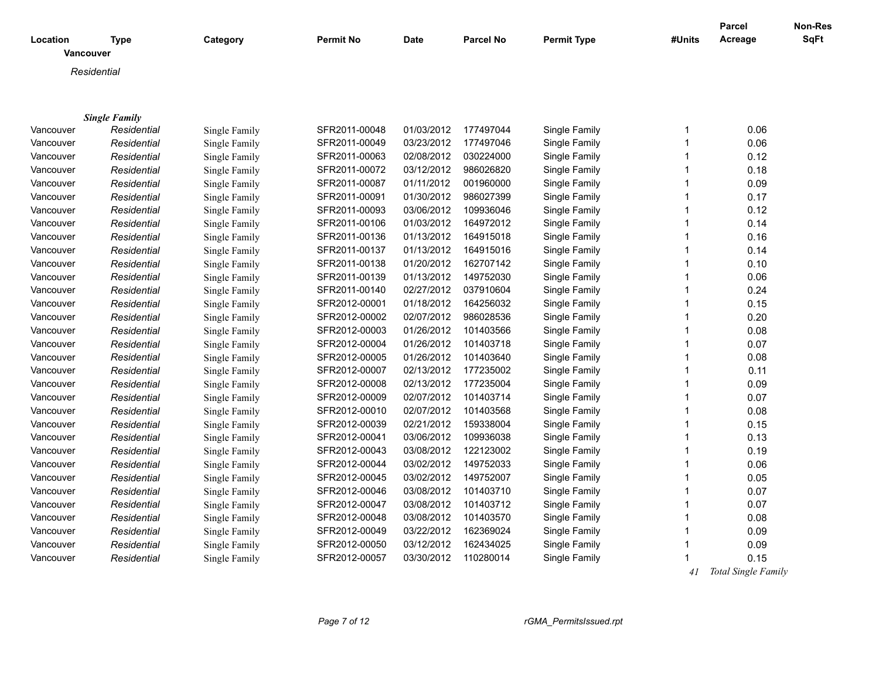| Location | Type | Category | Permit No | Date | Parcel No | Permit Type | #Units | Parcel Acreage | Non-Res SqFt |
|---|---|---|---|---|---|---|---|---|---|
| **Vancouver** | | | | | | | | | |
| *Residential* | | | | | | | | | |
| ***Single Family*** | | | | | | | | | |
| Vancouver | *Residential* | Single Family | SFR2011-00048 | 01/03/2012 | 177497044 | Single Family | 1 | 0.06 | |
| Vancouver | *Residential* | Single Family | SFR2011-00049 | 03/23/2012 | 177497046 | Single Family | 1 | 0.06 | |
| Vancouver | *Residential* | Single Family | SFR2011-00063 | 02/08/2012 | 030224000 | Single Family | 1 | 0.12 | |
| Vancouver | *Residential* | Single Family | SFR2011-00072 | 03/12/2012 | 986026820 | Single Family | 1 | 0.18 | |
| Vancouver | *Residential* | Single Family | SFR2011-00087 | 01/11/2012 | 001960000 | Single Family | 1 | 0.09 | |
| Vancouver | *Residential* | Single Family | SFR2011-00091 | 01/30/2012 | 986027399 | Single Family | 1 | 0.17 | |
| Vancouver | *Residential* | Single Family | SFR2011-00093 | 03/06/2012 | 109936046 | Single Family | 1 | 0.12 | |
| Vancouver | *Residential* | Single Family | SFR2011-00106 | 01/03/2012 | 164972012 | Single Family | 1 | 0.14 | |
| Vancouver | *Residential* | Single Family | SFR2011-00136 | 01/13/2012 | 164915018 | Single Family | 1 | 0.16 | |
| Vancouver | *Residential* | Single Family | SFR2011-00137 | 01/13/2012 | 164915016 | Single Family | 1 | 0.14 | |
| Vancouver | *Residential* | Single Family | SFR2011-00138 | 01/20/2012 | 162707142 | Single Family | 1 | 0.10 | |
| Vancouver | *Residential* | Single Family | SFR2011-00139 | 01/13/2012 | 149752030 | Single Family | 1 | 0.06 | |
| Vancouver | *Residential* | Single Family | SFR2011-00140 | 02/27/2012 | 037910604 | Single Family | 1 | 0.24 | |
| Vancouver | *Residential* | Single Family | SFR2012-00001 | 01/18/2012 | 164256032 | Single Family | 1 | 0.15 | |
| Vancouver | *Residential* | Single Family | SFR2012-00002 | 02/07/2012 | 986028536 | Single Family | 1 | 0.20 | |
| Vancouver | *Residential* | Single Family | SFR2012-00003 | 01/26/2012 | 101403566 | Single Family | 1 | 0.08 | |
| Vancouver | *Residential* | Single Family | SFR2012-00004 | 01/26/2012 | 101403718 | Single Family | 1 | 0.07 | |
| Vancouver | *Residential* | Single Family | SFR2012-00005 | 01/26/2012 | 101403640 | Single Family | 1 | 0.08 | |
| Vancouver | *Residential* | Single Family | SFR2012-00007 | 02/13/2012 | 177235002 | Single Family | 1 | 0.11 | |
| Vancouver | *Residential* | Single Family | SFR2012-00008 | 02/13/2012 | 177235004 | Single Family | 1 | 0.09 | |
| Vancouver | *Residential* | Single Family | SFR2012-00009 | 02/07/2012 | 101403714 | Single Family | 1 | 0.07 | |
| Vancouver | *Residential* | Single Family | SFR2012-00010 | 02/07/2012 | 101403568 | Single Family | 1 | 0.08 | |
| Vancouver | *Residential* | Single Family | SFR2012-00039 | 02/21/2012 | 159338004 | Single Family | 1 | 0.15 | |
| Vancouver | *Residential* | Single Family | SFR2012-00041 | 03/06/2012 | 109936038 | Single Family | 1 | 0.13 | |
| Vancouver | *Residential* | Single Family | SFR2012-00043 | 03/08/2012 | 122123002 | Single Family | 1 | 0.19 | |
| Vancouver | *Residential* | Single Family | SFR2012-00044 | 03/02/2012 | 149752033 | Single Family | 1 | 0.06 | |
| Vancouver | *Residential* | Single Family | SFR2012-00045 | 03/02/2012 | 149752007 | Single Family | 1 | 0.05 | |
| Vancouver | *Residential* | Single Family | SFR2012-00046 | 03/08/2012 | 101403710 | Single Family | 1 | 0.07 | |
| Vancouver | *Residential* | Single Family | SFR2012-00047 | 03/08/2012 | 101403712 | Single Family | 1 | 0.07 | |
| Vancouver | *Residential* | Single Family | SFR2012-00048 | 03/08/2012 | 101403570 | Single Family | 1 | 0.08 | |
| Vancouver | *Residential* | Single Family | SFR2012-00049 | 03/22/2012 | 162369024 | Single Family | 1 | 0.09 | |
| Vancouver | *Residential* | Single Family | SFR2012-00050 | 03/12/2012 | 162434025 | Single Family | 1 | 0.09 | |
| Vancouver | *Residential* | Single Family | SFR2012-00057 | 03/30/2012 | 110280014 | Single Family | 1 | 0.15 | |
| | | | | | | | *41* | *Total Single Family* | |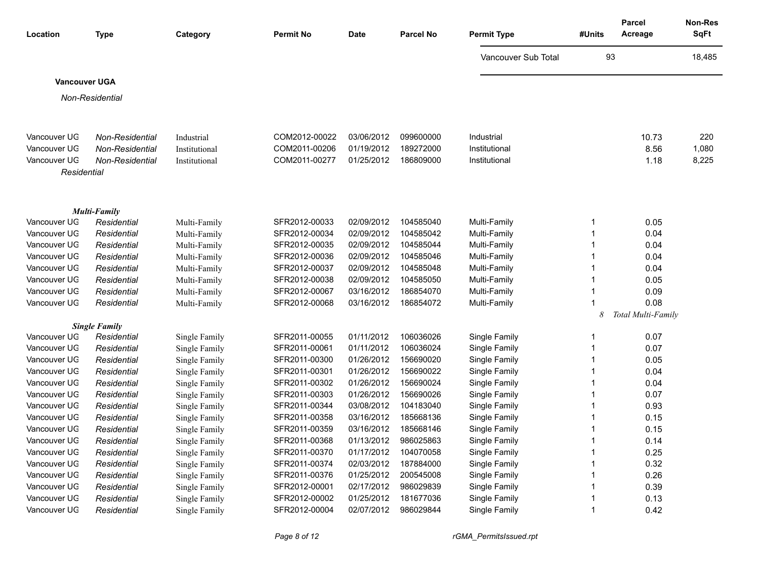| Location | Type | Category | Permit No | Date | Parcel No | Permit Type | #Units | Parcel Acreage | Non-Res SqFt |
|---|---|---|---|---|---|---|---|---|---|
| | | | | | | Vancouver Sub Total | 93 | | 18,485 |

**Vancouver UGA**

*Non-Residential*

| Location | Type | Category | Permit No | Date | Parcel No | Permit Type | #Units | Parcel Acreage | Non-Res SqFt |
|---|---|---|---|---|---|---|---|---|---|
| Vancouver UG | *Non-Residential* | Industrial | COM2012-00022 | 03/06/2012 | 099600000 | Industrial | | 10.73 | 220 |
| Vancouver UG | *Non-Residential* | Institutional | COM2011-00206 | 01/19/2012 | 189272000 | Institutional | | 8.56 | 1,080 |
| Vancouver UG | *Non-Residential* | Institutional | COM2011-00277 | 01/25/2012 | 186809000 | Institutional | | 1.18 | 8,225 |

*Residential*

***Multi-Family***

| Location | Type | Category | Permit No | Date | Parcel No | Permit Type | #Units | Parcel Acreage | Non-Res SqFt |
|---|---|---|---|---|---|---|---|---|---|
| Vancouver UG | *Residential* | Multi-Family | SFR2012-00033 | 02/09/2012 | 104585040 | Multi-Family | 1 | 0.05 | |
| Vancouver UG | *Residential* | Multi-Family | SFR2012-00034 | 02/09/2012 | 104585042 | Multi-Family | 1 | 0.04 | |
| Vancouver UG | *Residential* | Multi-Family | SFR2012-00035 | 02/09/2012 | 104585044 | Multi-Family | 1 | 0.04 | |
| Vancouver UG | *Residential* | Multi-Family | SFR2012-00036 | 02/09/2012 | 104585046 | Multi-Family | 1 | 0.04 | |
| Vancouver UG | *Residential* | Multi-Family | SFR2012-00037 | 02/09/2012 | 104585048 | Multi-Family | 1 | 0.04 | |
| Vancouver UG | *Residential* | Multi-Family | SFR2012-00038 | 02/09/2012 | 104585050 | Multi-Family | 1 | 0.05 | |
| Vancouver UG | *Residential* | Multi-Family | SFR2012-00067 | 03/16/2012 | 186854070 | Multi-Family | 1 | 0.09 | |
| Vancouver UG | *Residential* | Multi-Family | SFR2012-00068 | 03/16/2012 | 186854072 | Multi-Family | 1 | 0.08 | |
| | | | | | | | *8* | *Total Multi-Family* | |

***Single Family***

| Location | Type | Category | Permit No | Date | Parcel No | Permit Type | #Units | Parcel Acreage | Non-Res SqFt |
|---|---|---|---|---|---|---|---|---|---|
| Vancouver UG | *Residential* | Single Family | SFR2011-00055 | 01/11/2012 | 106036026 | Single Family | 1 | 0.07 | |
| Vancouver UG | *Residential* | Single Family | SFR2011-00061 | 01/11/2012 | 106036024 | Single Family | 1 | 0.07 | |
| Vancouver UG | *Residential* | Single Family | SFR2011-00300 | 01/26/2012 | 156690020 | Single Family | 1 | 0.05 | |
| Vancouver UG | *Residential* | Single Family | SFR2011-00301 | 01/26/2012 | 156690022 | Single Family | 1 | 0.04 | |
| Vancouver UG | *Residential* | Single Family | SFR2011-00302 | 01/26/2012 | 156690024 | Single Family | 1 | 0.04 | |
| Vancouver UG | *Residential* | Single Family | SFR2011-00303 | 01/26/2012 | 156690026 | Single Family | 1 | 0.07 | |
| Vancouver UG | *Residential* | Single Family | SFR2011-00344 | 03/08/2012 | 104183040 | Single Family | 1 | 0.93 | |
| Vancouver UG | *Residential* | Single Family | SFR2011-00358 | 03/16/2012 | 185668136 | Single Family | 1 | 0.15 | |
| Vancouver UG | *Residential* | Single Family | SFR2011-00359 | 03/16/2012 | 185668146 | Single Family | 1 | 0.15 | |
| Vancouver UG | *Residential* | Single Family | SFR2011-00368 | 01/13/2012 | 986025863 | Single Family | 1 | 0.14 | |
| Vancouver UG | *Residential* | Single Family | SFR2011-00370 | 01/17/2012 | 104070058 | Single Family | 1 | 0.25 | |
| Vancouver UG | *Residential* | Single Family | SFR2011-00374 | 02/03/2012 | 187884000 | Single Family | 1 | 0.32 | |
| Vancouver UG | *Residential* | Single Family | SFR2011-00376 | 01/25/2012 | 200545008 | Single Family | 1 | 0.26 | |
| Vancouver UG | *Residential* | Single Family | SFR2012-00001 | 02/17/2012 | 986029839 | Single Family | 1 | 0.39 | |
| Vancouver UG | *Residential* | Single Family | SFR2012-00002 | 01/25/2012 | 181677036 | Single Family | 1 | 0.13 | |
| Vancouver UG | *Residential* | Single Family | SFR2012-00004 | 02/07/2012 | 986029844 | Single Family | 1 | 0.42 | |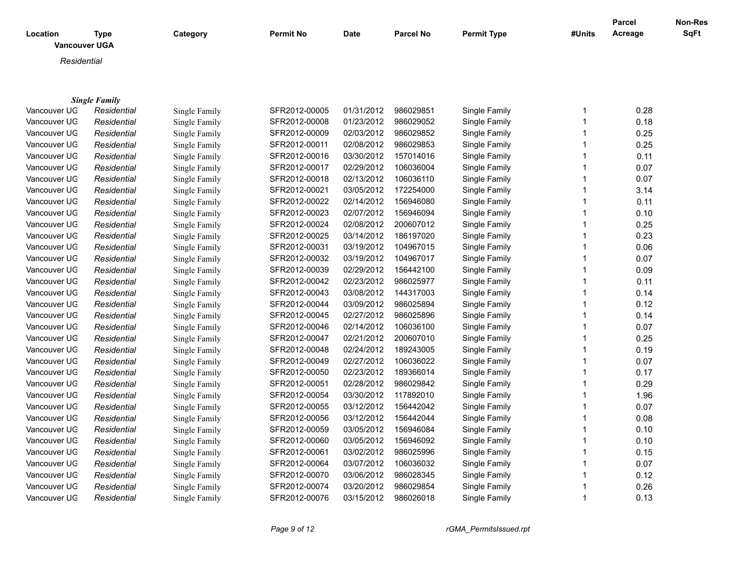| Location | Type | Category | Permit No | Date | Parcel No | Permit Type | #Units | Parcel Acreage | Non-Res SqFt |
|---|---|---|---|---|---|---|---|---|---|

**Vancouver UGA**

*Residential*

***Single Family***

| Location | Type | Category | Permit No | Date | Parcel No | Permit Type | #Units | Parcel Acreage | Non-Res SqFt |
|---|---|---|---|---|---|---|---|---|---|
| Vancouver UG | *Residential* | Single Family | SFR2012-00005 | 01/31/2012 | 986029851 | Single Family | 1 | 0.28 | |
| Vancouver UG | *Residential* | Single Family | SFR2012-00008 | 01/23/2012 | 986029052 | Single Family | 1 | 0.18 | |
| Vancouver UG | *Residential* | Single Family | SFR2012-00009 | 02/03/2012 | 986029852 | Single Family | 1 | 0.25 | |
| Vancouver UG | *Residential* | Single Family | SFR2012-00011 | 02/08/2012 | 986029853 | Single Family | 1 | 0.25 | |
| Vancouver UG | *Residential* | Single Family | SFR2012-00016 | 03/30/2012 | 157014016 | Single Family | 1 | 0.11 | |
| Vancouver UG | *Residential* | Single Family | SFR2012-00017 | 02/29/2012 | 106036004 | Single Family | 1 | 0.07 | |
| Vancouver UG | *Residential* | Single Family | SFR2012-00018 | 02/13/2012 | 106036110 | Single Family | 1 | 0.07 | |
| Vancouver UG | *Residential* | Single Family | SFR2012-00021 | 03/05/2012 | 172254000 | Single Family | 1 | 3.14 | |
| Vancouver UG | *Residential* | Single Family | SFR2012-00022 | 02/14/2012 | 156946080 | Single Family | 1 | 0.11 | |
| Vancouver UG | *Residential* | Single Family | SFR2012-00023 | 02/07/2012 | 156946094 | Single Family | 1 | 0.10 | |
| Vancouver UG | *Residential* | Single Family | SFR2012-00024 | 02/08/2012 | 200607012 | Single Family | 1 | 0.25 | |
| Vancouver UG | *Residential* | Single Family | SFR2012-00025 | 03/14/2012 | 186197020 | Single Family | 1 | 0.23 | |
| Vancouver UG | *Residential* | Single Family | SFR2012-00031 | 03/19/2012 | 104967015 | Single Family | 1 | 0.06 | |
| Vancouver UG | *Residential* | Single Family | SFR2012-00032 | 03/19/2012 | 104967017 | Single Family | 1 | 0.07 | |
| Vancouver UG | *Residential* | Single Family | SFR2012-00039 | 02/29/2012 | 156442100 | Single Family | 1 | 0.09 | |
| Vancouver UG | *Residential* | Single Family | SFR2012-00042 | 02/23/2012 | 986025977 | Single Family | 1 | 0.11 | |
| Vancouver UG | *Residential* | Single Family | SFR2012-00043 | 03/08/2012 | 144317003 | Single Family | 1 | 0.14 | |
| Vancouver UG | *Residential* | Single Family | SFR2012-00044 | 03/09/2012 | 986025894 | Single Family | 1 | 0.12 | |
| Vancouver UG | *Residential* | Single Family | SFR2012-00045 | 02/27/2012 | 986025896 | Single Family | 1 | 0.14 | |
| Vancouver UG | *Residential* | Single Family | SFR2012-00046 | 02/14/2012 | 106036100 | Single Family | 1 | 0.07 | |
| Vancouver UG | *Residential* | Single Family | SFR2012-00047 | 02/21/2012 | 200607010 | Single Family | 1 | 0.25 | |
| Vancouver UG | *Residential* | Single Family | SFR2012-00048 | 02/24/2012 | 189243005 | Single Family | 1 | 0.19 | |
| Vancouver UG | *Residential* | Single Family | SFR2012-00049 | 02/27/2012 | 106036022 | Single Family | 1 | 0.07 | |
| Vancouver UG | *Residential* | Single Family | SFR2012-00050 | 02/23/2012 | 189366014 | Single Family | 1 | 0.17 | |
| Vancouver UG | *Residential* | Single Family | SFR2012-00051 | 02/28/2012 | 986029842 | Single Family | 1 | 0.29 | |
| Vancouver UG | *Residential* | Single Family | SFR2012-00054 | 03/30/2012 | 117892010 | Single Family | 1 | 1.96 | |
| Vancouver UG | *Residential* | Single Family | SFR2012-00055 | 03/12/2012 | 156442042 | Single Family | 1 | 0.07 | |
| Vancouver UG | *Residential* | Single Family | SFR2012-00056 | 03/12/2012 | 156442044 | Single Family | 1 | 0.08 | |
| Vancouver UG | *Residential* | Single Family | SFR2012-00059 | 03/05/2012 | 156946084 | Single Family | 1 | 0.10 | |
| Vancouver UG | *Residential* | Single Family | SFR2012-00060 | 03/05/2012 | 156946092 | Single Family | 1 | 0.10 | |
| Vancouver UG | *Residential* | Single Family | SFR2012-00061 | 03/02/2012 | 986025996 | Single Family | 1 | 0.15 | |
| Vancouver UG | *Residential* | Single Family | SFR2012-00064 | 03/07/2012 | 106036032 | Single Family | 1 | 0.07 | |
| Vancouver UG | *Residential* | Single Family | SFR2012-00070 | 03/06/2012 | 986028345 | Single Family | 1 | 0.12 | |
| Vancouver UG | *Residential* | Single Family | SFR2012-00074 | 03/20/2012 | 986029854 | Single Family | 1 | 0.26 | |
| Vancouver UG | *Residential* | Single Family | SFR2012-00076 | 03/15/2012 | 986026018 | Single Family | 1 | 0.13 | |

rGMA_PermitsIssued.rpt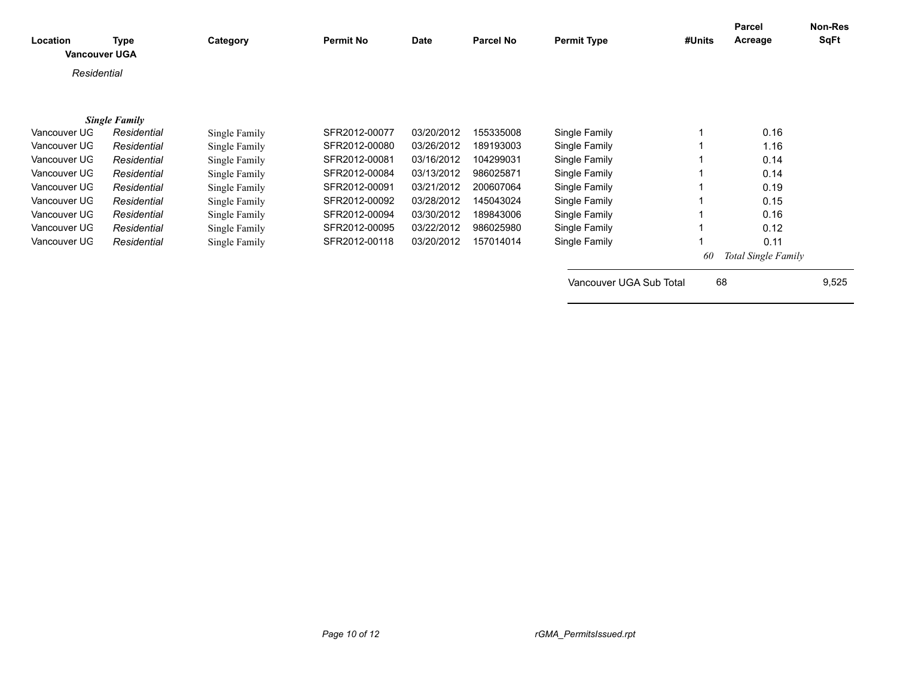| Location | Type | Category | Permit No | Date | Parcel No | Permit Type | #Units | Parcel Acreage | Non-Res SqFt |
|---|---|---|---|---|---|---|---|---|---|

**Vancouver UGA**

*Residential*

***Single Family***

| Location | Type | Category | Permit No | Date | Parcel No | Permit Type | #Units | Parcel Acreage | Non-Res SqFt |
|---|---|---|---|---|---|---|---|---|---|
| Vancouver UG | *Residential* | Single Family | SFR2012-00077 | 03/20/2012 | 155335008 | Single Family | 1 | 0.16 | |
| Vancouver UG | *Residential* | Single Family | SFR2012-00080 | 03/26/2012 | 189193003 | Single Family | 1 | 1.16 | |
| Vancouver UG | *Residential* | Single Family | SFR2012-00081 | 03/16/2012 | 104299031 | Single Family | 1 | 0.14 | |
| Vancouver UG | *Residential* | Single Family | SFR2012-00084 | 03/13/2012 | 986025871 | Single Family | 1 | 0.14 | |
| Vancouver UG | *Residential* | Single Family | SFR2012-00091 | 03/21/2012 | 200607064 | Single Family | 1 | 0.19 | |
| Vancouver UG | *Residential* | Single Family | SFR2012-00092 | 03/28/2012 | 145043024 | Single Family | 1 | 0.15 | |
| Vancouver UG | *Residential* | Single Family | SFR2012-00094 | 03/30/2012 | 189843006 | Single Family | 1 | 0.16 | |
| Vancouver UG | *Residential* | Single Family | SFR2012-00095 | 03/22/2012 | 986025980 | Single Family | 1 | 0.12 | |
| Vancouver UG | *Residential* | Single Family | SFR2012-00118 | 03/20/2012 | 157014014 | Single Family | 1 | 0.11 | |
| | | | | | | | *60* | *Total Single Family* | |
| | | | | | | Vancouver UGA Sub Total | 68 | | 9,525 |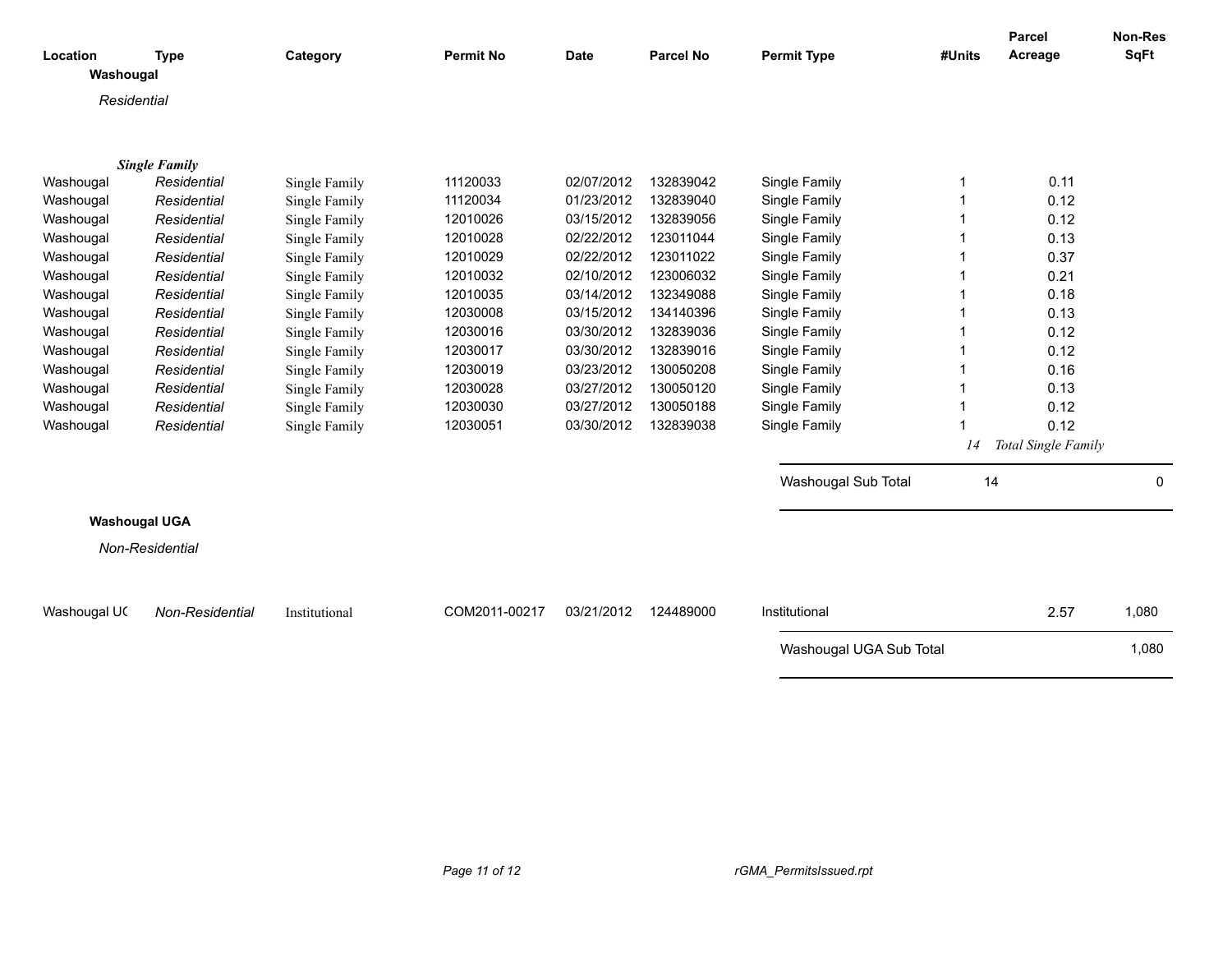| Location | Type | Category | Permit No | Date | Parcel No | Permit Type | #Units | Parcel Acreage | Non-Res SqFt |
|---|---|---|---|---|---|---|---|---|---|
| **Washougal** | | | | | | | | | |
| *Residential* | | | | | | | | | |
| ***Single Family*** | | | | | | | | | |
| Washougal | *Residential* | Single Family | 11120033 | 02/07/2012 | 132839042 | Single Family | 1 | 0.11 | |
| Washougal | *Residential* | Single Family | 11120034 | 01/23/2012 | 132839040 | Single Family | 1 | 0.12 | |
| Washougal | *Residential* | Single Family | 12010026 | 03/15/2012 | 132839056 | Single Family | 1 | 0.12 | |
| Washougal | *Residential* | Single Family | 12010028 | 02/22/2012 | 123011044 | Single Family | 1 | 0.13 | |
| Washougal | *Residential* | Single Family | 12010029 | 02/22/2012 | 123011022 | Single Family | 1 | 0.37 | |
| Washougal | *Residential* | Single Family | 12010032 | 02/10/2012 | 123006032 | Single Family | 1 | 0.21 | |
| Washougal | *Residential* | Single Family | 12010035 | 03/14/2012 | 132349088 | Single Family | 1 | 0.18 | |
| Washougal | *Residential* | Single Family | 12030008 | 03/15/2012 | 134140396 | Single Family | 1 | 0.13 | |
| Washougal | *Residential* | Single Family | 12030016 | 03/30/2012 | 132839036 | Single Family | 1 | 0.12 | |
| Washougal | *Residential* | Single Family | 12030017 | 03/30/2012 | 132839016 | Single Family | 1 | 0.12 | |
| Washougal | *Residential* | Single Family | 12030019 | 03/23/2012 | 130050208 | Single Family | 1 | 0.16 | |
| Washougal | *Residential* | Single Family | 12030028 | 03/27/2012 | 130050120 | Single Family | 1 | 0.13 | |
| Washougal | *Residential* | Single Family | 12030030 | 03/27/2012 | 130050188 | Single Family | 1 | 0.12 | |
| Washougal | *Residential* | Single Family | 12030051 | 03/30/2012 | 132839038 | Single Family | 1 | 0.12 | |
| | | | | | | | *14* | *Total Single Family* | |
| | | | | | | Washougal Sub Total | 14 | | 0 |
| **Washougal UGA** | | | | | | | | | |
| *Non-Residential* | | | | | | | | | |
| Washougal UC | *Non-Residential* | Institutional | COM2011-00217 | 03/21/2012 | 124489000 | Institutional | | 2.57 | 1,080 |
| | | | | | | Washougal UGA Sub Total | | | 1,080 |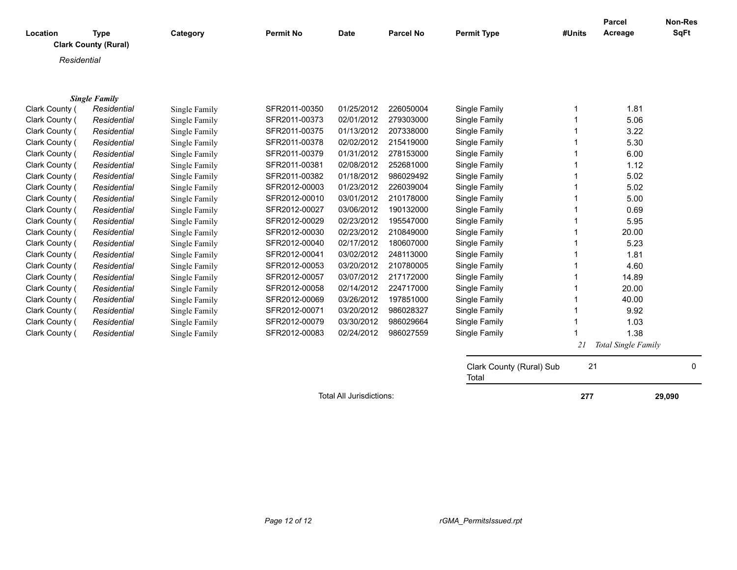| Location | Type | Category | Permit No | Date | Parcel No | Permit Type | #Units | Parcel Acreage | Non-Res SqFt |
|---|---|---|---|---|---|---|---|---|---|
| **Clark County (Rural)** | | | | | | | | | |
| *Residential* | | | | | | | | | |
| ***Single Family*** | | | | | | | | | |
| Clark County ( | *Residential* | Single Family | SFR2011-00350 | 01/25/2012 | 226050004 | Single Family | 1 | 1.81 | |
| Clark County ( | *Residential* | Single Family | SFR2011-00373 | 02/01/2012 | 279303000 | Single Family | 1 | 5.06 | |
| Clark County ( | *Residential* | Single Family | SFR2011-00375 | 01/13/2012 | 207338000 | Single Family | 1 | 3.22 | |
| Clark County ( | *Residential* | Single Family | SFR2011-00378 | 02/02/2012 | 215419000 | Single Family | 1 | 5.30 | |
| Clark County ( | *Residential* | Single Family | SFR2011-00379 | 01/31/2012 | 278153000 | Single Family | 1 | 6.00 | |
| Clark County ( | *Residential* | Single Family | SFR2011-00381 | 02/08/2012 | 252681000 | Single Family | 1 | 1.12 | |
| Clark County ( | *Residential* | Single Family | SFR2011-00382 | 01/18/2012 | 986029492 | Single Family | 1 | 5.02 | |
| Clark County ( | *Residential* | Single Family | SFR2012-00003 | 01/23/2012 | 226039004 | Single Family | 1 | 5.02 | |
| Clark County ( | *Residential* | Single Family | SFR2012-00010 | 03/01/2012 | 210178000 | Single Family | 1 | 5.00 | |
| Clark County ( | *Residential* | Single Family | SFR2012-00027 | 03/06/2012 | 190132000 | Single Family | 1 | 0.69 | |
| Clark County ( | *Residential* | Single Family | SFR2012-00029 | 02/23/2012 | 195547000 | Single Family | 1 | 5.95 | |
| Clark County ( | *Residential* | Single Family | SFR2012-00030 | 02/23/2012 | 210849000 | Single Family | 1 | 20.00 | |
| Clark County ( | *Residential* | Single Family | SFR2012-00040 | 02/17/2012 | 180607000 | Single Family | 1 | 5.23 | |
| Clark County ( | *Residential* | Single Family | SFR2012-00041 | 03/02/2012 | 248113000 | Single Family | 1 | 1.81 | |
| Clark County ( | *Residential* | Single Family | SFR2012-00053 | 03/20/2012 | 210780005 | Single Family | 1 | 4.60 | |
| Clark County ( | *Residential* | Single Family | SFR2012-00057 | 03/07/2012 | 217172000 | Single Family | 1 | 14.89 | |
| Clark County ( | *Residential* | Single Family | SFR2012-00058 | 02/14/2012 | 224717000 | Single Family | 1 | 20.00 | |
| Clark County ( | *Residential* | Single Family | SFR2012-00069 | 03/26/2012 | 197851000 | Single Family | 1 | 40.00 | |
| Clark County ( | *Residential* | Single Family | SFR2012-00071 | 03/20/2012 | 986028327 | Single Family | 1 | 9.92 | |
| Clark County ( | *Residential* | Single Family | SFR2012-00079 | 03/30/2012 | 986029664 | Single Family | 1 | 1.03 | |
| Clark County ( | *Residential* | Single Family | SFR2012-00083 | 02/24/2012 | 986027559 | Single Family | 1 | 1.38 | |
| | | | | | | | *21* | *Total Single Family* | |
| | | | | | | Clark County (Rural) Sub Total | 21 | | 0 |
| | | | | Total All Jurisdictions: | | | **277** | | **29,090** |